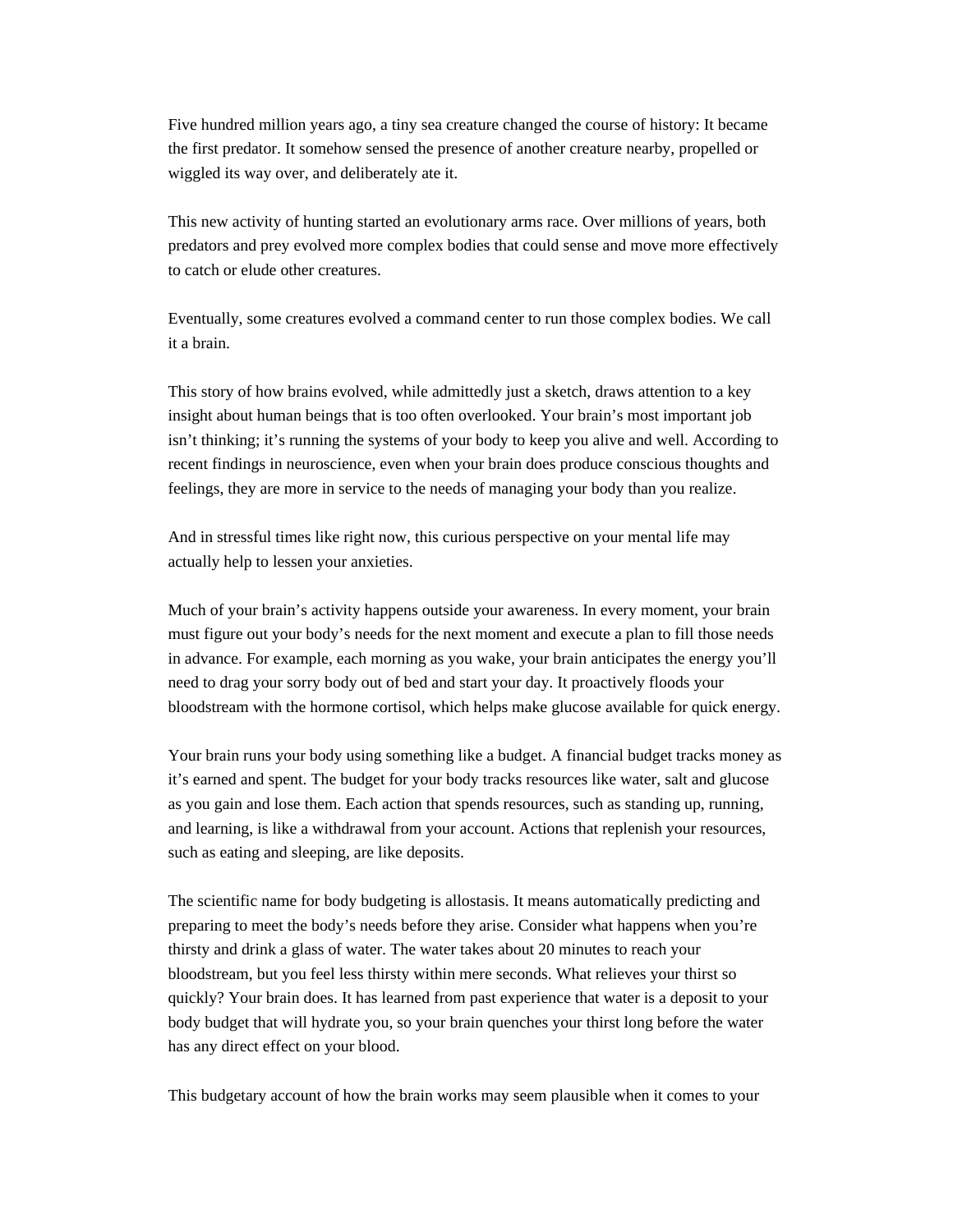Five hundred million years ago, a tiny sea creature changed the course of history: It became the first predator. It somehow sensed the presence of another creature nearby, propelled or wiggled its way over, and deliberately ate it.

This new activity of hunting started an evolutionary arms race. Over millions of years, both predators and prey evolved more complex bodies that could sense and move more effectively to catch or elude other creatures.

Eventually, some creatures evolved a command center to run those complex bodies. We call it a brain.

This story of how brains evolved, while admittedly just a sketch, draws attention to a key insight about human beings that is too often overlooked. Your brain's most important job isn't thinking; it's running the systems of your body to keep you alive and well. According to recent findings in neuroscience, even when your brain does produce conscious thoughts and feelings, they are more in service to the needs of managing your body than you realize.

And in stressful times like right now, this curious perspective on your mental life may actually help to lessen your anxieties.

Much of your brain's activity happens outside your awareness. In every moment, your brain must figure out your body's needs for the next moment and execute a plan to fill those needs in advance. For example, each morning as you wake, your brain anticipates the energy you'll need to drag your sorry body out of bed and start your day. It proactively floods your bloodstream with the hormone cortisol, which helps make glucose available for quick energy.

Your brain runs your body using something like a budget. A financial budget tracks money as it's earned and spent. The budget for your body tracks resources like water, salt and glucose as you gain and lose them. Each action that spends resources, such as standing up, running, and learning, is like a withdrawal from your account. Actions that replenish your resources, such as eating and sleeping, are like deposits.

The scientific name for body budgeting is allostasis. It means automatically predicting and preparing to meet the body's needs before they arise. Consider what happens when you're thirsty and drink a glass of water. The water takes about 20 minutes to reach your bloodstream, but you feel less thirsty within mere seconds. What relieves your thirst so quickly? Your brain does. It has learned from past experience that water is a deposit to your body budget that will hydrate you, so your brain quenches your thirst long before the water has any direct effect on your blood.

This budgetary account of how the brain works may seem plausible when it comes to your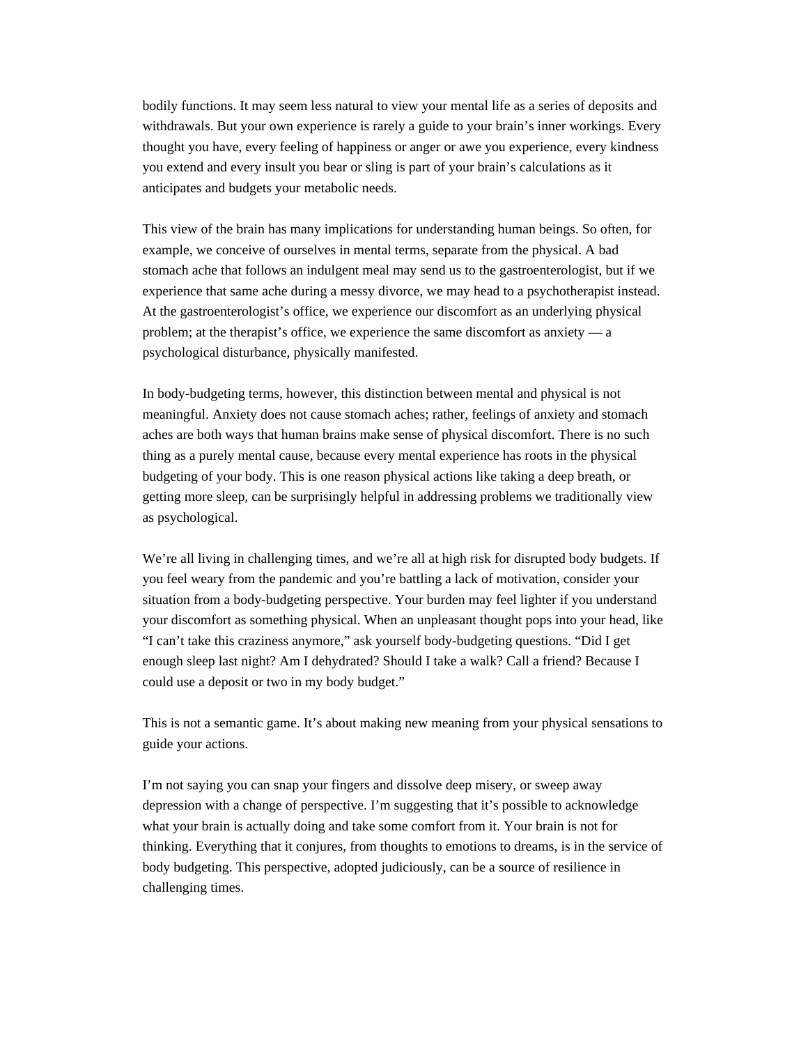bodily functions. It may seem less natural to view your mental life as a series of deposits and withdrawals. But your own experience is rarely a guide to your brain's inner workings. Every thought you have, every feeling of happiness or anger or awe you experience, every kindness you extend and every insult you bear or sling is part of your brain's calculations as it anticipates and budgets your metabolic needs.

This view of the brain has many implications for understanding human beings. So often, for example, we conceive of ourselves in mental terms, separate from the physical. A bad stomach ache that follows an indulgent meal may send us to the gastroenterologist, but if we experience that same ache during a messy divorce, we may head to a psychotherapist instead. At the gastroenterologist's office, we experience our discomfort as an underlying physical problem; at the therapist's office, we experience the same discomfort as anxiety — a psychological disturbance, physically manifested.

In body-budgeting terms, however, this distinction between mental and physical is not meaningful. Anxiety does not cause stomach aches; rather, feelings of anxiety and stomach aches are both ways that human brains make sense of physical discomfort. There is no such thing as a purely mental cause, because every mental experience has roots in the physical budgeting of your body. This is one reason physical actions like taking a deep breath, or getting more sleep, can be surprisingly helpful in addressing problems we traditionally view as psychological.

We're all living in challenging times, and we're all at high risk for disrupted body budgets. If you feel weary from the pandemic and you're battling a lack of motivation, consider your situation from a body-budgeting perspective. Your burden may feel lighter if you understand your discomfort as something physical. When an unpleasant thought pops into your head, like "I can't take this craziness anymore," ask yourself body-budgeting questions. "Did I get enough sleep last night? Am I dehydrated? Should I take a walk? Call a friend? Because I could use a deposit or two in my body budget."

This is not a semantic game. It's about making new meaning from your physical sensations to guide your actions.

I'm not saying you can snap your fingers and dissolve deep misery, or sweep away depression with a change of perspective. I'm suggesting that it's possible to acknowledge what your brain is actually doing and take some comfort from it. Your brain is not for thinking. Everything that it conjures, from thoughts to emotions to dreams, is in the service of body budgeting. This perspective, adopted judiciously, can be a source of resilience in challenging times.